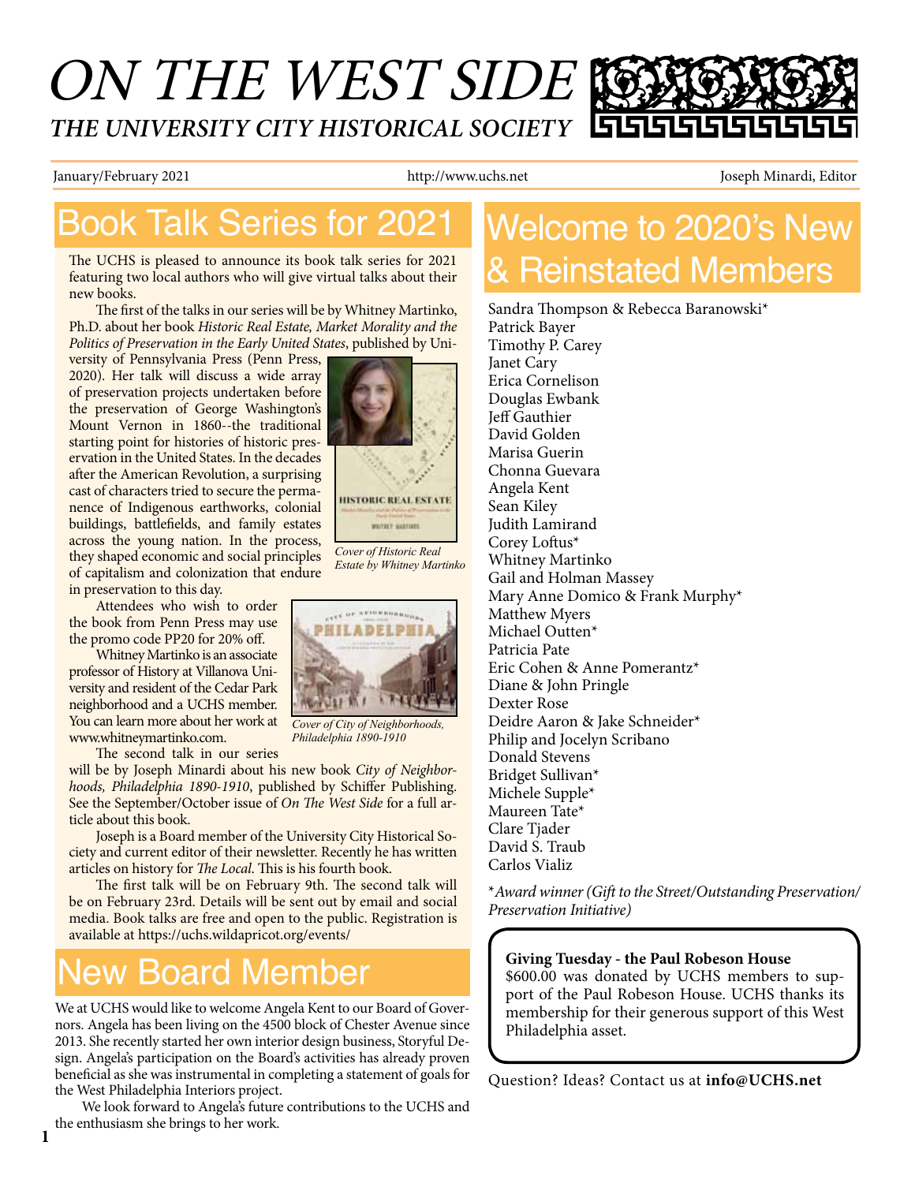# ON THE WEST SIDE

## THE UNIVERSITY CITY HISTORICAL SOCIETY

January/February 2021 http://www.uchs.net Joseph Minardi, Editor

## Book Talk Series for 2021

The UCHS is pleased to announce its book talk series for 2021 featuring two local authors who will give virtual talks about their new books.

The first of the talks in our series will be by Whitney Martinko, Ph.D. about her book *Historic Real Estate, Market Morality and the Politics of Preservation in the Early United States*, published by University of Pennsylvania Press (Penn Press, 2020). Her talk will discuss a wide array of preservation projects undertaken before the preservation of George Washington's Mount Vernon in 1860--the traditional starting point for histories of historic preservation in the United States. In the decades after the American Revolution, a surprising cast of characters tried to secure the permanence of Indigenous earthworks, colonial buildings, battlefields, and family estates across the young nation. In the process, they shaped economic and social principles of capitalism and colonization that endure in preservation to this day.

*Cover of Historic Real Estate by Whitney Martinko*

Attendees who wish to order the book from Penn Press may use the promo code PP20 for 20% off.

Whitney Martinko is an associate professor of History at Villanova University and resident of the Cedar Park neighborhood and a UCHS member. You can learn more about her work at www.whitneymartinko.com.

*Cover of City of Neighborhoods, Philadelphia 1890-1910*

The second talk in our series will be by Joseph Minardi about his new book *City of Neighborhoods, Philadelphia 1890-1910*, published by Schiffer Publishing. See the September/October issue of *On The West Side* for a full article about this book.

Joseph is a Board member of the University City Historical Society and current editor of their newsletter. Recently he has written articles on history for *The Local*. This is his fourth book.

The first talk will be on February 9th. The second talk will be on February 23rd. Details will be sent out by email and social media. Book talks are free and open to the public. Registration is available at https://uchs.wildapricot.org/events/

## New Board Member

We at UCHS would like to welcome Angela Kent to our Board of Governors. Angela has been living on the 4500 block of Chester Avenue since 2013. She recently started her own interior design business, Storyful Design. Angela's participation on the Board's activities has already proven beneficial as she was instrumental in completing a statement of goals for the West Philadelphia Interiors project.

We look forward to Angela's future contributions to the UCHS and the enthusiasm she brings to her work.

## Welcome to 2020's New & Reinstated Members

Sandra Thompson & Rebecca Baranowski*
Patrick Bayer
Timothy P. Carey
Janet Cary
Erica Cornelison
Douglas Ewbank
Jeff Gauthier
David Golden
Marisa Guerin
Chonna Guevara
Angela Kent
Sean Kiley
Judith Lamirand
Corey Loftus*
Whitney Martinko
Gail and Holman Massey
Mary Anne Domico & Frank Murphy*
Matthew Myers
Michael Outten*
Patricia Pate
Eric Cohen & Anne Pomerantz*
Diane & John Pringle
Dexter Rose
Deidre Aaron & Jake Schneider*
Philip and Jocelyn Scribano
Donald Stevens
Bridget Sullivan*
Michele Supple*
Maureen Tate*
Clare Tjader
David S. Traub
Carlos Vializ

*\*Award winner (Gift to the Street/Outstanding Preservation/ Preservation Initiative)*

**Giving Tuesday - the Paul Robeson House**
$600.00 was donated by UCHS members to support of the Paul Robeson House. UCHS thanks its membership for their generous support of this West Philadelphia asset.

Question? Ideas? Contact us at **info@UCHS.net**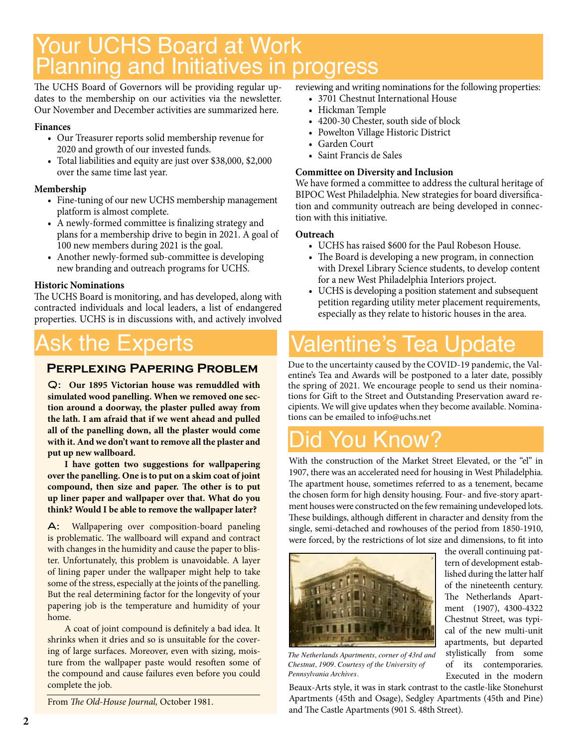# Your UCHS Board at Work
## Planning and Initiatives in progress

The UCHS Board of Governors will be providing regular updates to the membership on our activities via the newsletter. Our November and December activities are summarized here.

**Finances**

- Our Treasurer reports solid membership revenue for 2020 and growth of our invested funds.
- Total liabilities and equity are just over $38,000, $2,000 over the same time last year.

**Membership**

- Fine-tuning of our new UCHS membership management platform is almost complete.
- A newly-formed committee is finalizing strategy and plans for a membership drive to begin in 2021. A goal of 100 new members during 2021 is the goal.
- Another newly-formed sub-committee is developing new branding and outreach programs for UCHS.

**Historic Nominations**

The UCHS Board is monitoring, and has developed, along with contracted individuals and local leaders, a list of endangered properties. UCHS is in discussions with, and actively involved reviewing and writing nominations for the following properties:

- 3701 Chestnut International House
- Hickman Temple
- 4200-30 Chester, south side of block
- Powelton Village Historic District
- Garden Court
- Saint Francis de Sales

**Committee on Diversity and Inclusion**

We have formed a committee to address the cultural heritage of BIPOC West Philadelphia. New strategies for board diversification and community outreach are being developed in connection with this initiative.

**Outreach**

- UCHS has raised $600 for the Paul Robeson House.
- The Board is developing a new program, in connection with Drexel Library Science students, to develop content for a new West Philadelphia Interiors project.
- UCHS is developing a position statement and subsequent petition regarding utility meter placement requirements, especially as they relate to historic houses in the area.

# Ask the Experts

### Perplexing Papering Problem

**Q: Our 1895 Victorian house was remuddled with simulated wood panelling. When we removed one section around a doorway, the plaster pulled away from the lath. I am afraid that if we went ahead and pulled all of the panelling down, all the plaster would come with it. And we don't want to remove all the plaster and put up new wallboard.**

**I have gotten two suggestions for wallpapering over the panelling. One is to put on a skim coat of joint compound, then size and paper. The other is to put up liner paper and wallpaper over that. What do you think? Would I be able to remove the wallpaper later?**

**A:** Wallpapering over composition-board paneling is problematic. The wallboard will expand and contract with changes in the humidity and cause the paper to blister. Unfortunately, this problem is unavoidable. A layer of lining paper under the wallpaper might help to take some of the stress, especially at the joints of the panelling. But the real determining factor for the longevity of your papering job is the temperature and humidity of your home.

A coat of joint compound is definitely a bad idea. It shrinks when it dries and so is unsuitable for the covering of large surfaces. Moreover, even with sizing, moisture from the wallpaper paste would resoften some of the compound and cause failures even before you could complete the job.

From *The Old-House Journal,* October 1981.

# Valentine's Tea Update

Due to the uncertainty caused by the COVID-19 pandemic, the Valentine's Tea and Awards will be postponed to a later date, possibly the spring of 2021. We encourage people to send us their nominations for Gift to the Street and Outstanding Preservation award recipients. We will give updates when they become available. Nominations can be emailed to info@uchs.net

# Did You Know?

With the construction of the Market Street Elevated, or the "el" in 1907, there was an accelerated need for housing in West Philadelphia. The apartment house, sometimes referred to as a tenement, became the chosen form for high density housing. Four- and five-story apartment houses were constructed on the few remaining undeveloped lots. These buildings, although different in character and density from the single, semi-detached and rowhouses of the period from 1850-1910, were forced, by the restrictions of lot size and dimensions, to fit into the overall continuing pattern of development established during the latter half of the nineteenth century. The Netherlands Apartment (1907), 4300-4322 Chestnut Street, was typical of the new multi-unit apartments, but departed stylistically from some of its contemporaries. Executed in the modern Beaux-Arts style, it was in stark contrast to the castle-like Stonehurst Apartments (45th and Osage), Sedgley Apartments (45th and Pine) and The Castle Apartments (901 S. 48th Street).

*The Netherlands Apartments, corner of 43rd and Chestnut, 1909. Courtesy of the University of Pennsylvania Archives.*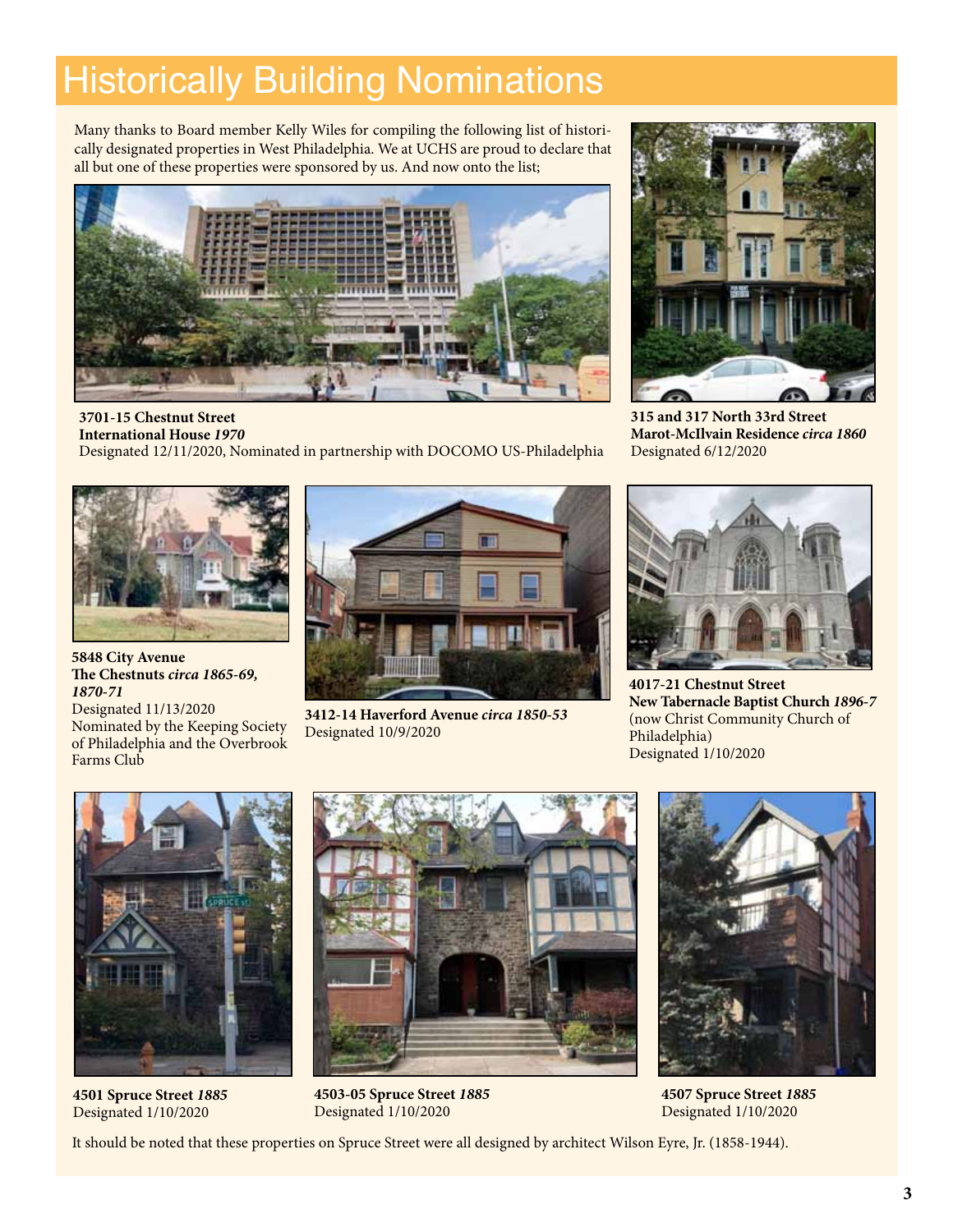# Historically Building Nominations

Many thanks to Board member Kelly Wiles for compiling the following list of historically designated properties in West Philadelphia. We at UCHS are proud to declare that all but one of these properties were sponsored by us. And now onto the list;

**3701-15 Chestnut Street**
**International House *1970***
Designated 12/11/2020, Nominated in partnership with DOCOMO US-Philadelphia

**315 and 317 North 33rd Street**
**Marot-McIlvain Residence *circa 1860***
Designated 6/12/2020

**5848 City Avenue**
**The Chestnuts *circa 1865-69, 1870-71***
Designated 11/13/2020
Nominated by the Keeping Society of Philadelphia and the Overbrook Farms Club

**3412-14 Haverford Avenue *circa 1850-53***
Designated 10/9/2020

**4017-21 Chestnut Street**
**New Tabernacle Baptist Church *1896-7***
(now Christ Community Church of Philadelphia)
Designated 1/10/2020

**4501 Spruce Street *1885***
Designated 1/10/2020

**4503-05 Spruce Street *1885***
Designated 1/10/2020

**4507 Spruce Street *1885***
Designated 1/10/2020

It should be noted that these properties on Spruce Street were all designed by architect Wilson Eyre, Jr. (1858-1944).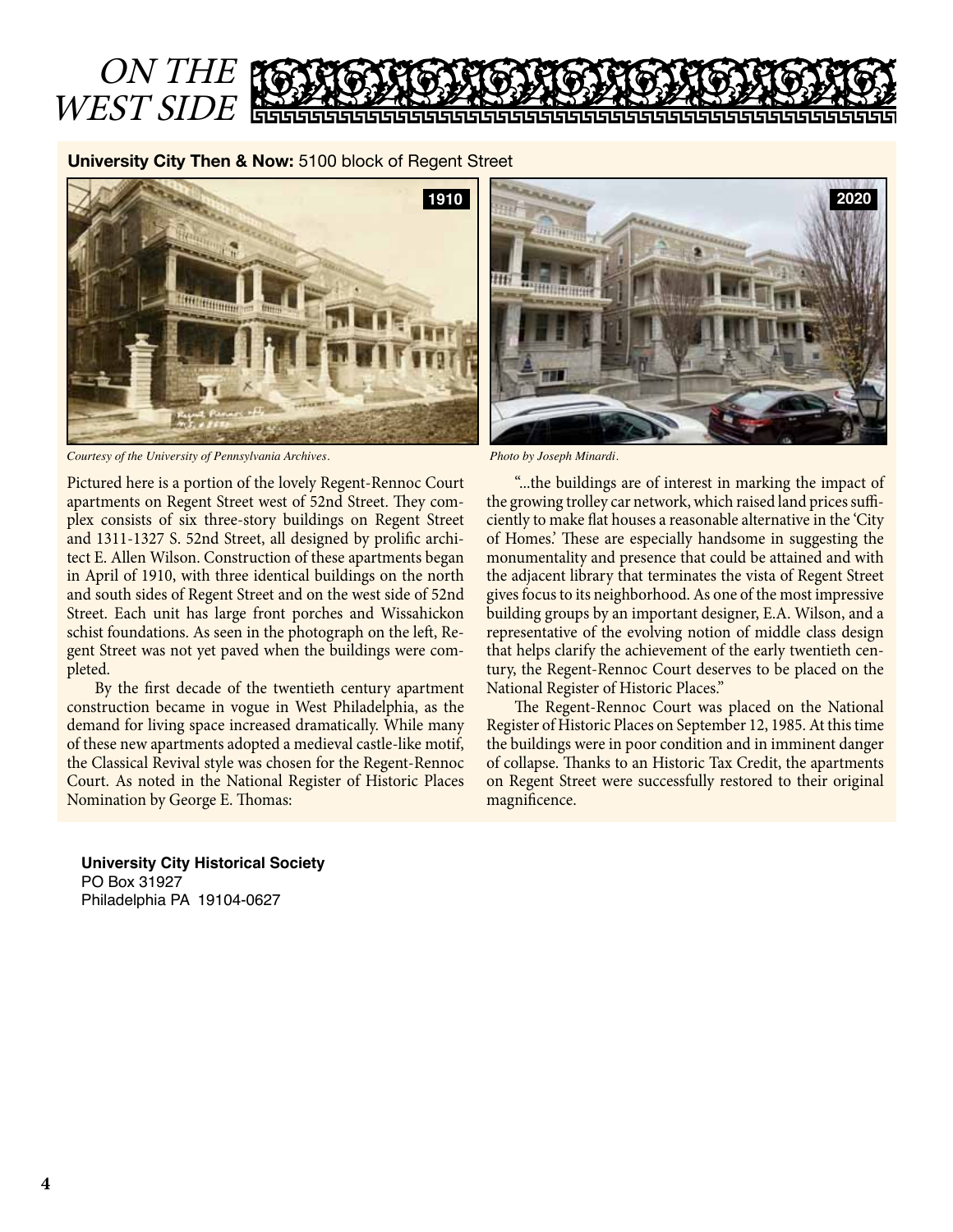# ON THE WEST SIDE

**University City Then & Now:** 5100 block of Regent Street

1910

*Courtesy of the University of Pennsylvania Archives.*

2020

*Photo by Joseph Minardi.*

Pictured here is a portion of the lovely Regent-Rennoc Court apartments on Regent Street west of 52nd Street. They complex consists of six three-story buildings on Regent Street and 1311-1327 S. 52nd Street, all designed by prolific architect E. Allen Wilson. Construction of these apartments began in April of 1910, with three identical buildings on the north and south sides of Regent Street and on the west side of 52nd Street. Each unit has large front porches and Wissahickon schist foundations. As seen in the photograph on the left, Regent Street was not yet paved when the buildings were completed.

By the first decade of the twentieth century apartment construction became in vogue in West Philadelphia, as the demand for living space increased dramatically. While many of these new apartments adopted a medieval castle-like motif, the Classical Revival style was chosen for the Regent-Rennoc Court. As noted in the National Register of Historic Places Nomination by George E. Thomas:

"...the buildings are of interest in marking the impact of the growing trolley car network, which raised land prices sufficiently to make flat houses a reasonable alternative in the 'City of Homes.' These are especially handsome in suggesting the monumentality and presence that could be attained and with the adjacent library that terminates the vista of Regent Street gives focus to its neighborhood. As one of the most impressive building groups by an important designer, E.A. Wilson, and a representative of the evolving notion of middle class design that helps clarify the achievement of the early twentieth century, the Regent-Rennoc Court deserves to be placed on the National Register of Historic Places."

The Regent-Rennoc Court was placed on the National Register of Historic Places on September 12, 1985. At this time the buildings were in poor condition and in imminent danger of collapse. Thanks to an Historic Tax Credit, the apartments on Regent Street were successfully restored to their original magnificence.

**University City Historical Society**
PO Box 31927
Philadelphia PA 19104-0627